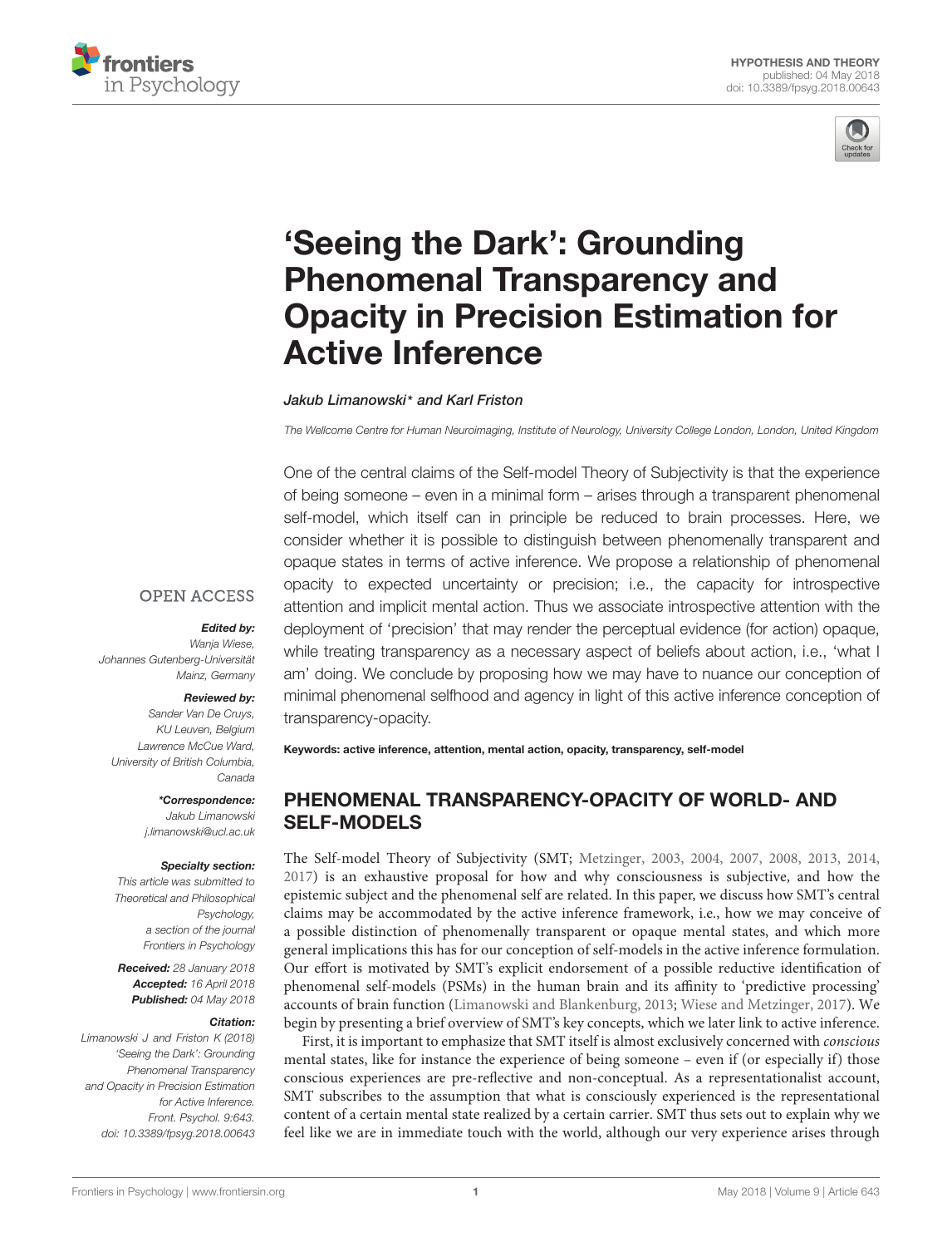HYPOTHESIS AND THEORY
published: 04 May 2018
doi: 10.3389/fpsyg.2018.00643

# 'Seeing the Dark': Grounding Phenomenal Transparency and Opacity in Precision Estimation for Active Inference

*Jakub Limanowski\* and Karl Friston*

*The Wellcome Centre for Human Neuroimaging, Institute of Neurology, University College London, London, United Kingdom*

OPEN ACCESS

***Edited by:***
*Wanja Wiese, Johannes Gutenberg-Universität Mainz, Germany*

***Reviewed by:***
*Sander Van De Cruys, KU Leuven, Belgium*
*Lawrence McCue Ward, University of British Columbia, Canada*

***\*Correspondence:***
*Jakub Limanowski*
*j.limanowski@ucl.ac.uk*

***Specialty section:***
*This article was submitted to Theoretical and Philosophical Psychology, a section of the journal Frontiers in Psychology*

***Received:*** *28 January 2018*
***Accepted:*** *16 April 2018*
***Published:*** *04 May 2018*

***Citation:***
*Limanowski J and Friston K (2018) 'Seeing the Dark': Grounding Phenomenal Transparency and Opacity in Precision Estimation for Active Inference. Front. Psychol. 9:643. doi: 10.3389/fpsyg.2018.00643*

One of the central claims of the Self-model Theory of Subjectivity is that the experience of being someone – even in a minimal form – arises through a transparent phenomenal self-model, which itself can in principle be reduced to brain processes. Here, we consider whether it is possible to distinguish between phenomenally transparent and opaque states in terms of active inference. We propose a relationship of phenomenal opacity to expected uncertainty or precision; i.e., the capacity for introspective attention and implicit mental action. Thus we associate introspective attention with the deployment of 'precision' that may render the perceptual evidence (for action) opaque, while treating transparency as a necessary aspect of beliefs about action, i.e., 'what I am' doing. We conclude by proposing how we may have to nuance our conception of minimal phenomenal selfhood and agency in light of this active inference conception of transparency-opacity.

**Keywords: active inference, attention, mental action, opacity, transparency, self-model**

## PHENOMENAL TRANSPARENCY-OPACITY OF WORLD- AND SELF-MODELS

The Self-model Theory of Subjectivity (SMT; Metzinger, 2003, 2004, 2007, 2008, 2013, 2014, 2017) is an exhaustive proposal for how and why consciousness is subjective, and how the epistemic subject and the phenomenal self are related. In this paper, we discuss how SMT's central claims may be accommodated by the active inference framework, i.e., how we may conceive of a possible distinction of phenomenally transparent or opaque mental states, and which more general implications this has for our conception of self-models in the active inference formulation. Our effort is motivated by SMT's explicit endorsement of a possible reductive identification of phenomenal self-models (PSMs) in the human brain and its affinity to 'predictive processing' accounts of brain function (Limanowski and Blankenburg, 2013; Wiese and Metzinger, 2017). We begin by presenting a brief overview of SMT's key concepts, which we later link to active inference.

First, it is important to emphasize that SMT itself is almost exclusively concerned with *conscious* mental states, like for instance the experience of being someone – even if (or especially if) those conscious experiences are pre-reflective and non-conceptual. As a representationalist account, SMT subscribes to the assumption that what is consciously experienced is the representational content of a certain mental state realized by a certain carrier. SMT thus sets out to explain why we feel like we are in immediate touch with the world, although our very experience arises through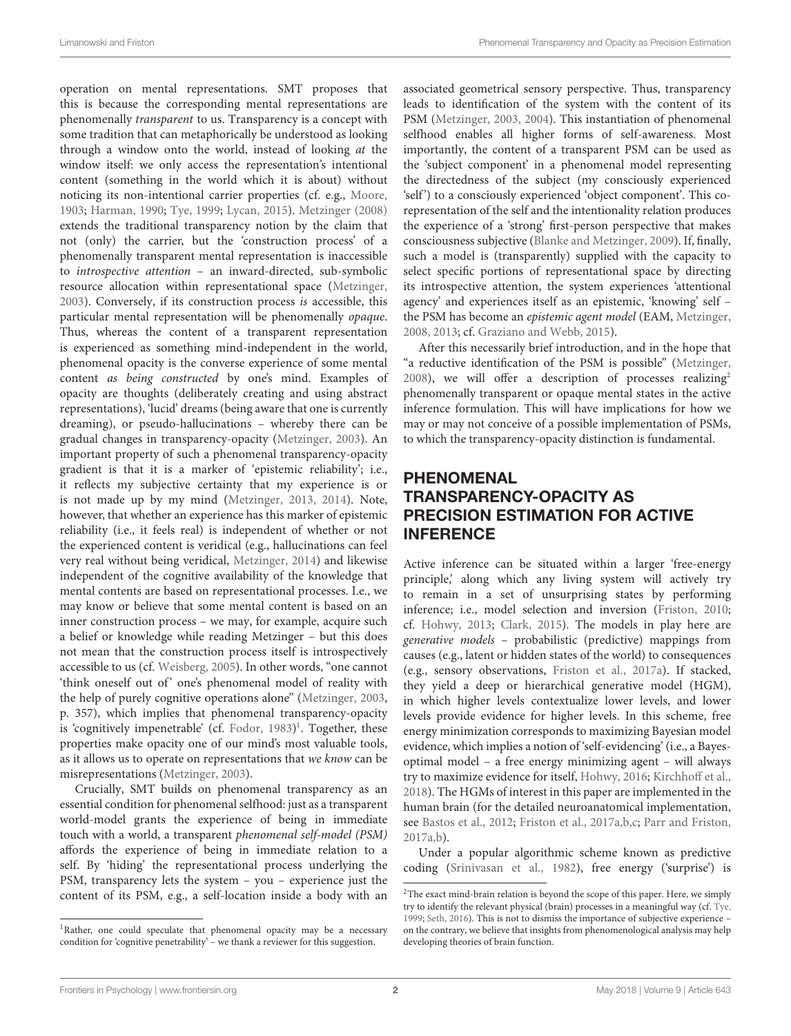operation on mental representations. SMT proposes that this is because the corresponding mental representations are phenomenally *transparent* to us. Transparency is a concept with some tradition that can metaphorically be understood as looking through a window onto the world, instead of looking *at* the window itself: we only access the representation's intentional content (something in the world which it is about) without noticing its non-intentional carrier properties (cf. e.g., Moore, 1903; Harman, 1990; Tye, 1999; Lycan, 2015). Metzinger (2008) extends the traditional transparency notion by the claim that not (only) the carrier, but the 'construction process' of a phenomenally transparent mental representation is inaccessible to *introspective attention* – an inward-directed, sub-symbolic resource allocation within representational space (Metzinger, 2003). Conversely, if its construction process *is* accessible, this particular mental representation will be phenomenally *opaque*. Thus, whereas the content of a transparent representation is experienced as something mind-independent in the world, phenomenal opacity is the converse experience of some mental content *as being constructed* by one's mind. Examples of opacity are thoughts (deliberately creating and using abstract representations), 'lucid' dreams (being aware that one is currently dreaming), or pseudo-hallucinations – whereby there can be gradual changes in transparency-opacity (Metzinger, 2003). An important property of such a phenomenal transparency-opacity gradient is that it is a marker of 'epistemic reliability'; i.e., it reflects my subjective certainty that my experience is or is not made up by my mind (Metzinger, 2013, 2014). Note, however, that whether an experience has this marker of epistemic reliability (i.e., it feels real) is independent of whether or not the experienced content is veridical (e.g., hallucinations can feel very real without being veridical, Metzinger, 2014) and likewise independent of the cognitive availability of the knowledge that mental contents are based on representational processes. I.e., we may know or believe that some mental content is based on an inner construction process – we may, for example, acquire such a belief or knowledge while reading Metzinger – but this does not mean that the construction process itself is introspectively accessible to us (cf. Weisberg, 2005). In other words, "one cannot 'think oneself out of' one's phenomenal model of reality with the help of purely cognitive operations alone" (Metzinger, 2003, p. 357), which implies that phenomenal transparency-opacity is 'cognitively impenetrable' (cf. Fodor, 1983)[1]. Together, these properties make opacity one of our mind's most valuable tools, as it allows us to operate on representations that *we know* can be misrepresentations (Metzinger, 2003).

Crucially, SMT builds on phenomenal transparency as an essential condition for phenomenal selfhood: just as a transparent world-model grants the experience of being in immediate touch with a world, a transparent *phenomenal self-model (PSM)* affords the experience of being in immediate relation to a self. By 'hiding' the representational process underlying the PSM, transparency lets the system – you – experience just the content of its PSM, e.g., a self-location inside a body with an associated geometrical sensory perspective. Thus, transparency leads to identification of the system with the content of its PSM (Metzinger, 2003, 2004). This instantiation of phenomenal selfhood enables all higher forms of self-awareness. Most importantly, the content of a transparent PSM can be used as the 'subject component' in a phenomenal model representing the directedness of the subject (my consciously experienced 'self') to a consciously experienced 'object component'. This co-representation of the self and the intentionality relation produces the experience of a 'strong' first-person perspective that makes consciousness subjective (Blanke and Metzinger, 2009). If, finally, such a model is (transparently) supplied with the capacity to select specific portions of representational space by directing its introspective attention, the system experiences 'attentional agency' and experiences itself as an epistemic, 'knowing' self – the PSM has become an *epistemic agent model* (EAM, Metzinger, 2008, 2013; cf. Graziano and Webb, 2015).

After this necessarily brief introduction, and in the hope that "a reductive identification of the PSM is possible" (Metzinger, 2008), we will offer a description of processes realizing[2] phenomenally transparent or opaque mental states in the active inference formulation. This will have implications for how we may or may not conceive of a possible implementation of PSMs, to which the transparency-opacity distinction is fundamental.

## PHENOMENAL TRANSPARENCY-OPACITY AS PRECISION ESTIMATION FOR ACTIVE INFERENCE

Active inference can be situated within a larger 'free-energy principle,' along which any living system will actively try to remain in a set of unsurprising states by performing inference; i.e., model selection and inversion (Friston, 2010; cf. Hohwy, 2013; Clark, 2015). The models in play here are *generative models* – probabilistic (predictive) mappings from causes (e.g., latent or hidden states of the world) to consequences (e.g., sensory observations, Friston et al., 2017a). If stacked, they yield a deep or hierarchical generative model (HGM), in which higher levels contextualize lower levels, and lower levels provide evidence for higher levels. In this scheme, free energy minimization corresponds to maximizing Bayesian model evidence, which implies a notion of 'self-evidencing' (i.e., a Bayes-optimal model – a free energy minimizing agent – will always try to maximize evidence for itself, Hohwy, 2016; Kirchhoff et al., 2018). The HGMs of interest in this paper are implemented in the human brain (for the detailed neuroanatomical implementation, see Bastos et al., 2012; Friston et al., 2017a,b,c; Parr and Friston, 2017a,b).

Under a popular algorithmic scheme known as predictive coding (Srinivasan et al., 1982), free energy ('surprise') is

[1]Rather, one could speculate that phenomenal opacity may be a necessary condition for 'cognitive penetrability' – we thank a reviewer for this suggestion.

[2]The exact mind-brain relation is beyond the scope of this paper. Here, we simply try to identify the relevant physical (brain) processes in a meaningful way (cf. Tye, 1999; Seth, 2016). This is not to dismiss the importance of subjective experience – on the contrary, we believe that insights from phenomenological analysis may help developing theories of brain function.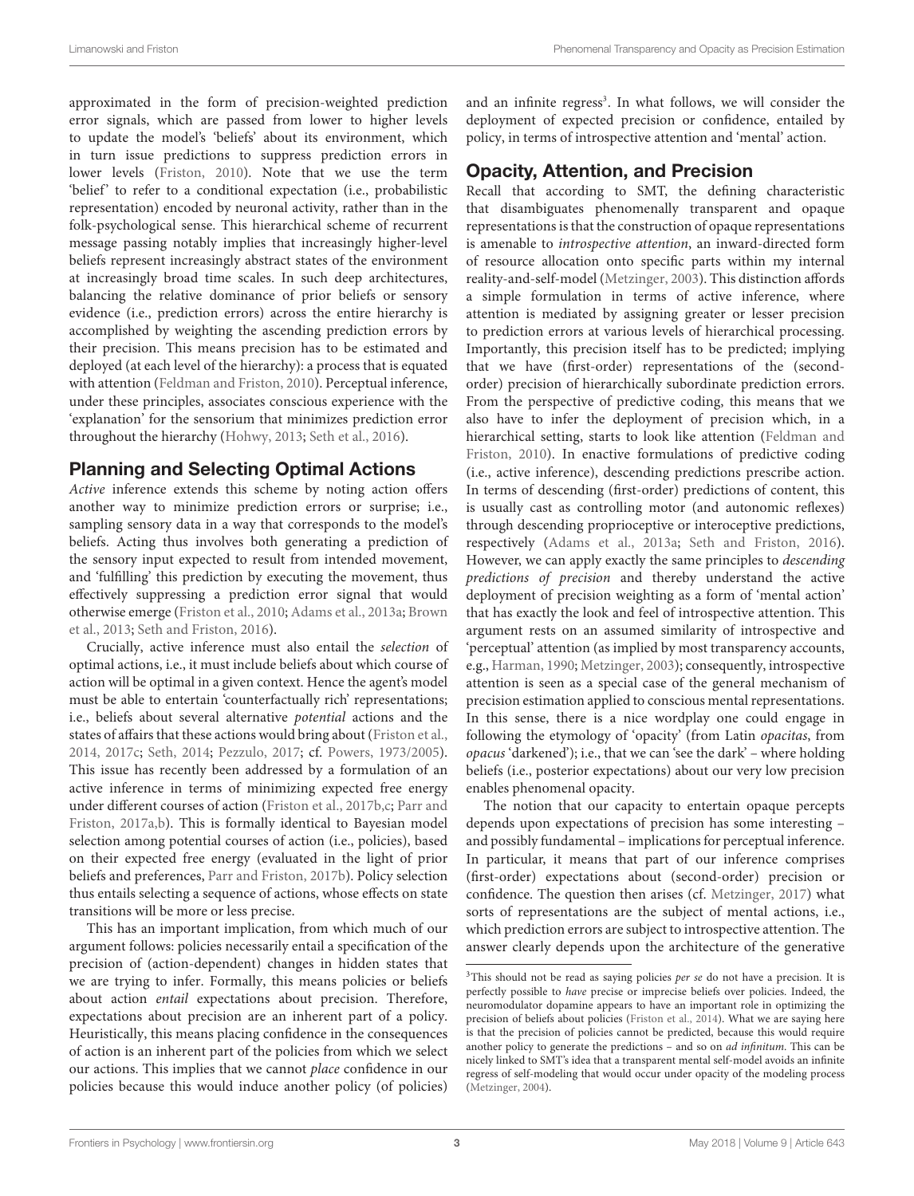approximated in the form of precision-weighted prediction error signals, which are passed from lower to higher levels to update the model's 'beliefs' about its environment, which in turn issue predictions to suppress prediction errors in lower levels (Friston, 2010). Note that we use the term 'belief' to refer to a conditional expectation (i.e., probabilistic representation) encoded by neuronal activity, rather than in the folk-psychological sense. This hierarchical scheme of recurrent message passing notably implies that increasingly higher-level beliefs represent increasingly abstract states of the environment at increasingly broad time scales. In such deep architectures, balancing the relative dominance of prior beliefs or sensory evidence (i.e., prediction errors) across the entire hierarchy is accomplished by weighting the ascending prediction errors by their precision. This means precision has to be estimated and deployed (at each level of the hierarchy): a process that is equated with attention (Feldman and Friston, 2010). Perceptual inference, under these principles, associates conscious experience with the 'explanation' for the sensorium that minimizes prediction error throughout the hierarchy (Hohwy, 2013; Seth et al., 2016).

## Planning and Selecting Optimal Actions

*Active* inference extends this scheme by noting action offers another way to minimize prediction errors or surprise; i.e., sampling sensory data in a way that corresponds to the model's beliefs. Acting thus involves both generating a prediction of the sensory input expected to result from intended movement, and 'fulfilling' this prediction by executing the movement, thus effectively suppressing a prediction error signal that would otherwise emerge (Friston et al., 2010; Adams et al., 2013a; Brown et al., 2013; Seth and Friston, 2016).

Crucially, active inference must also entail the *selection* of optimal actions, i.e., it must include beliefs about which course of action will be optimal in a given context. Hence the agent's model must be able to entertain 'counterfactually rich' representations; i.e., beliefs about several alternative *potential* actions and the states of affairs that these actions would bring about (Friston et al., 2014, 2017c; Seth, 2014; Pezzulo, 2017; cf. Powers, 1973/2005). This issue has recently been addressed by a formulation of an active inference in terms of minimizing expected free energy under different courses of action (Friston et al., 2017b,c; Parr and Friston, 2017a,b). This is formally identical to Bayesian model selection among potential courses of action (i.e., policies), based on their expected free energy (evaluated in the light of prior beliefs and preferences, Parr and Friston, 2017b). Policy selection thus entails selecting a sequence of actions, whose effects on state transitions will be more or less precise.

This has an important implication, from which much of our argument follows: policies necessarily entail a specification of the precision of (action-dependent) changes in hidden states that we are trying to infer. Formally, this means policies or beliefs about action *entail* expectations about precision. Therefore, expectations about precision are an inherent part of a policy. Heuristically, this means placing confidence in the consequences of action is an inherent part of the policies from which we select our actions. This implies that we cannot *place* confidence in our policies because this would induce another policy (of policies) and an infinite regress[3]. In what follows, we will consider the deployment of expected precision or confidence, entailed by policy, in terms of introspective attention and 'mental' action.

## Opacity, Attention, and Precision

Recall that according to SMT, the defining characteristic that disambiguates phenomenally transparent and opaque representations is that the construction of opaque representations is amenable to *introspective attention*, an inward-directed form of resource allocation onto specific parts within my internal reality-and-self-model (Metzinger, 2003). This distinction affords a simple formulation in terms of active inference, where attention is mediated by assigning greater or lesser precision to prediction errors at various levels of hierarchical processing. Importantly, this precision itself has to be predicted; implying that we have (first-order) representations of the (second-order) precision of hierarchically subordinate prediction errors. From the perspective of predictive coding, this means that we also have to infer the deployment of precision which, in a hierarchical setting, starts to look like attention (Feldman and Friston, 2010). In enactive formulations of predictive coding (i.e., active inference), descending predictions prescribe action. In terms of descending (first-order) predictions of content, this is usually cast as controlling motor (and autonomic reflexes) through descending proprioceptive or interoceptive predictions, respectively (Adams et al., 2013a; Seth and Friston, 2016). However, we can apply exactly the same principles to *descending predictions of precision* and thereby understand the active deployment of precision weighting as a form of 'mental action' that has exactly the look and feel of introspective attention. This argument rests on an assumed similarity of introspective and 'perceptual' attention (as implied by most transparency accounts, e.g., Harman, 1990; Metzinger, 2003); consequently, introspective attention is seen as a special case of the general mechanism of precision estimation applied to conscious mental representations. In this sense, there is a nice wordplay one could engage in following the etymology of 'opacity' (from Latin *opacitas*, from *opacus* 'darkened'); i.e., that we can 'see the dark' – where holding beliefs (i.e., posterior expectations) about our very low precision enables phenomenal opacity.

The notion that our capacity to entertain opaque percepts depends upon expectations of precision has some interesting – and possibly fundamental – implications for perceptual inference. In particular, it means that part of our inference comprises (first-order) expectations about (second-order) precision or confidence. The question then arises (cf. Metzinger, 2017) what sorts of representations are the subject of mental actions, i.e., which prediction errors are subject to introspective attention. The answer clearly depends upon the architecture of the generative

[3]This should not be read as saying policies *per se* do not have a precision. It is perfectly possible to *have* precise or imprecise beliefs over policies. Indeed, the neuromodulator dopamine appears to have an important role in optimizing the precision of beliefs about policies (Friston et al., 2014). What we are saying here is that the precision of policies cannot be predicted, because this would require another policy to generate the predictions – and so on *ad infinitum*. This can be nicely linked to SMT's idea that a transparent mental self-model avoids an infinite regress of self-modeling that would occur under opacity of the modeling process (Metzinger, 2004).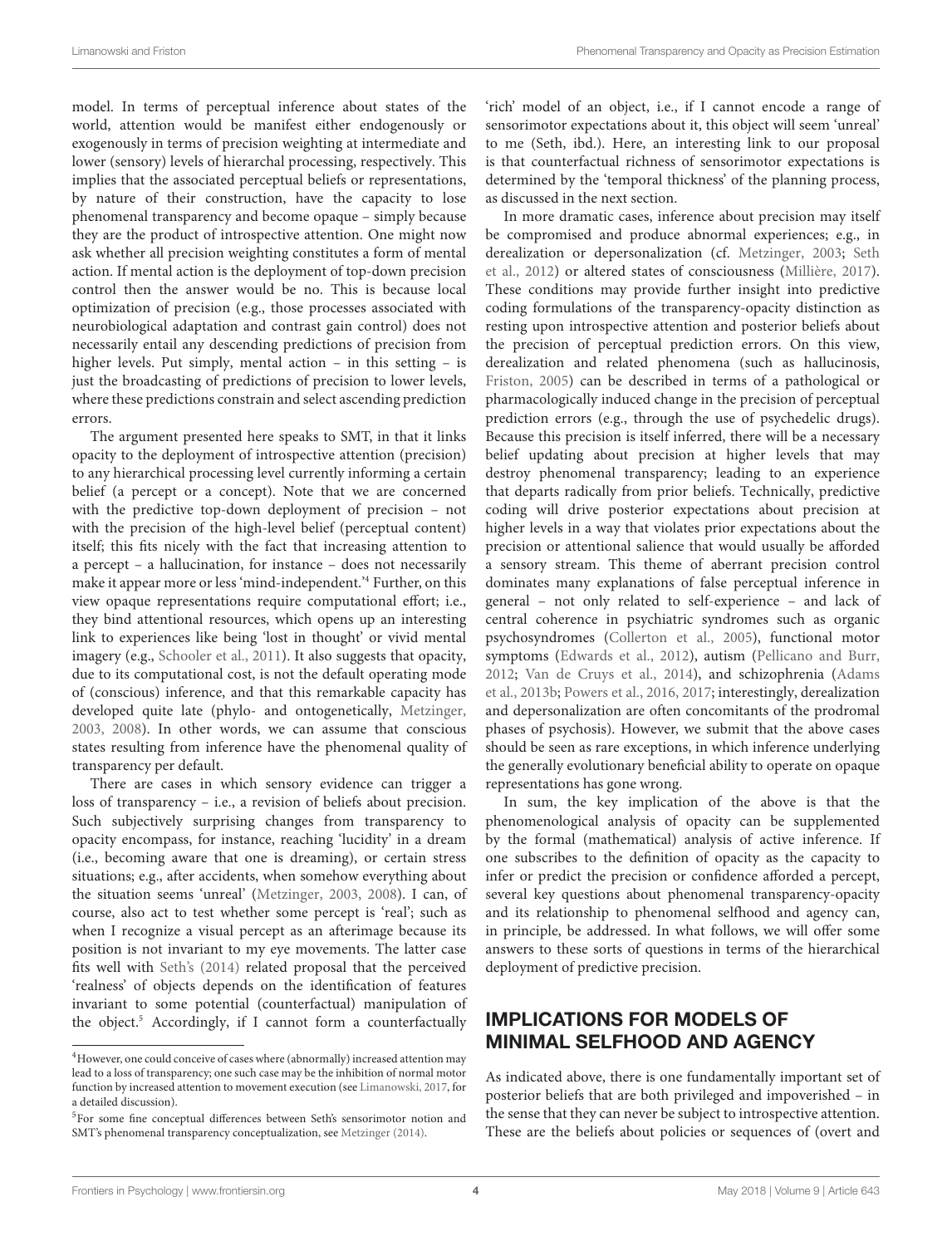model. In terms of perceptual inference about states of the world, attention would be manifest either endogenously or exogenously in terms of precision weighting at intermediate and lower (sensory) levels of hierarchal processing, respectively. This implies that the associated perceptual beliefs or representations, by nature of their construction, have the capacity to lose phenomenal transparency and become opaque – simply because they are the product of introspective attention. One might now ask whether all precision weighting constitutes a form of mental action. If mental action is the deployment of top-down precision control then the answer would be no. This is because local optimization of precision (e.g., those processes associated with neurobiological adaptation and contrast gain control) does not necessarily entail any descending predictions of precision from higher levels. Put simply, mental action – in this setting – is just the broadcasting of predictions of precision to lower levels, where these predictions constrain and select ascending prediction errors.

The argument presented here speaks to SMT, in that it links opacity to the deployment of introspective attention (precision) to any hierarchical processing level currently informing a certain belief (a percept or a concept). Note that we are concerned with the predictive top-down deployment of precision – not with the precision of the high-level belief (perceptual content) itself; this fits nicely with the fact that increasing attention to a percept – a hallucination, for instance – does not necessarily make it appear more or less 'mind-independent.'[4] Further, on this view opaque representations require computational effort; i.e., they bind attentional resources, which opens up an interesting link to experiences like being 'lost in thought' or vivid mental imagery (e.g., Schooler et al., 2011). It also suggests that opacity, due to its computational cost, is not the default operating mode of (conscious) inference, and that this remarkable capacity has developed quite late (phylo- and ontogenetically, Metzinger, 2003, 2008). In other words, we can assume that conscious states resulting from inference have the phenomenal quality of transparency per default.

There are cases in which sensory evidence can trigger a loss of transparency – i.e., a revision of beliefs about precision. Such subjectively surprising changes from transparency to opacity encompass, for instance, reaching 'lucidity' in a dream (i.e., becoming aware that one is dreaming), or certain stress situations; e.g., after accidents, when somehow everything about the situation seems 'unreal' (Metzinger, 2003, 2008). I can, of course, also act to test whether some percept is 'real'; such as when I recognize a visual percept as an afterimage because its position is not invariant to my eye movements. The latter case fits well with Seth's (2014) related proposal that the perceived 'realness' of objects depends on the identification of features invariant to some potential (counterfactual) manipulation of the object.[5] Accordingly, if I cannot form a counterfactually 'rich' model of an object, i.e., if I cannot encode a range of sensorimotor expectations about it, this object will seem 'unreal' to me (Seth, ibd.). Here, an interesting link to our proposal is that counterfactual richness of sensorimotor expectations is determined by the 'temporal thickness' of the planning process, as discussed in the next section.

In more dramatic cases, inference about precision may itself be compromised and produce abnormal experiences; e.g., in derealization or depersonalization (cf. Metzinger, 2003; Seth et al., 2012) or altered states of consciousness (Millière, 2017). These conditions may provide further insight into predictive coding formulations of the transparency-opacity distinction as resting upon introspective attention and posterior beliefs about the precision of perceptual prediction errors. On this view, derealization and related phenomena (such as hallucinosis, Friston, 2005) can be described in terms of a pathological or pharmacologically induced change in the precision of perceptual prediction errors (e.g., through the use of psychedelic drugs). Because this precision is itself inferred, there will be a necessary belief updating about precision at higher levels that may destroy phenomenal transparency; leading to an experience that departs radically from prior beliefs. Technically, predictive coding will drive posterior expectations about precision at higher levels in a way that violates prior expectations about the precision or attentional salience that would usually be afforded a sensory stream. This theme of aberrant precision control dominates many explanations of false perceptual inference in general – not only related to self-experience – and lack of central coherence in psychiatric syndromes such as organic psychosyndromes (Collerton et al., 2005), functional motor symptoms (Edwards et al., 2012), autism (Pellicano and Burr, 2012; Van de Cruys et al., 2014), and schizophrenia (Adams et al., 2013b; Powers et al., 2016, 2017; interestingly, derealization and depersonalization are often concomitants of the prodromal phases of psychosis). However, we submit that the above cases should be seen as rare exceptions, in which inference underlying the generally evolutionary beneficial ability to operate on opaque representations has gone wrong.

In sum, the key implication of the above is that the phenomenological analysis of opacity can be supplemented by the formal (mathematical) analysis of active inference. If one subscribes to the definition of opacity as the capacity to infer or predict the precision or confidence afforded a percept, several key questions about phenomenal transparency-opacity and its relationship to phenomenal selfhood and agency can, in principle, be addressed. In what follows, we will offer some answers to these sorts of questions in terms of the hierarchical deployment of predictive precision.

## IMPLICATIONS FOR MODELS OF MINIMAL SELFHOOD AND AGENCY

As indicated above, there is one fundamentally important set of posterior beliefs that are both privileged and impoverished – in the sense that they can never be subject to introspective attention. These are the beliefs about policies or sequences of (overt and

[4] However, one could conceive of cases where (abnormally) increased attention may lead to a loss of transparency; one such case may be the inhibition of normal motor function by increased attention to movement execution (see Limanowski, 2017, for a detailed discussion).

[5] For some fine conceptual differences between Seth's sensorimotor notion and SMT's phenomenal transparency conceptualization, see Metzinger (2014).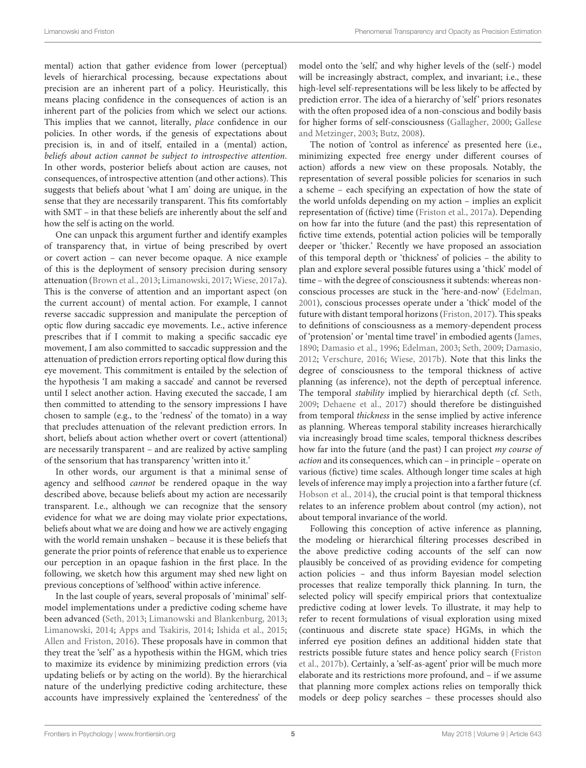mental) action that gather evidence from lower (perceptual) levels of hierarchical processing, because expectations about precision are an inherent part of a policy. Heuristically, this means placing confidence in the consequences of action is an inherent part of the policies from which we select our actions. This implies that we cannot, literally, *place* confidence in our policies. In other words, if the genesis of expectations about precision is, in and of itself, entailed in a (mental) action, *beliefs about action cannot be subject to introspective attention*. In other words, posterior beliefs about action are causes, not consequences, of introspective attention (and other actions). This suggests that beliefs about 'what I am' doing are unique, in the sense that they are necessarily transparent. This fits comfortably with SMT – in that these beliefs are inherently about the self and how the self is acting on the world.

One can unpack this argument further and identify examples of transparency that, in virtue of being prescribed by overt or covert action – can never become opaque. A nice example of this is the deployment of sensory precision during sensory attenuation (Brown et al., 2013; Limanowski, 2017; Wiese, 2017a). This is the converse of attention and an important aspect (on the current account) of mental action. For example, I cannot reverse saccadic suppression and manipulate the perception of optic flow during saccadic eye movements. I.e., active inference prescribes that if I commit to making a specific saccadic eye movement, I am also committed to saccadic suppression and the attenuation of prediction errors reporting optical flow during this eye movement. This commitment is entailed by the selection of the hypothesis 'I am making a saccade' and cannot be reversed until I select another action. Having executed the saccade, I am then committed to attending to the sensory impressions I have chosen to sample (e.g., to the 'redness' of the tomato) in a way that precludes attenuation of the relevant prediction errors. In short, beliefs about action whether overt or covert (attentional) are necessarily transparent – and are realized by active sampling of the sensorium that has transparency 'written into it.'

In other words, our argument is that a minimal sense of agency and selfhood *cannot* be rendered opaque in the way described above, because beliefs about my action are necessarily transparent. I.e., although we can recognize that the sensory evidence for what we are doing may violate prior expectations, beliefs about what we are doing and how we are actively engaging with the world remain unshaken – because it is these beliefs that generate the prior points of reference that enable us to experience our perception in an opaque fashion in the first place. In the following, we sketch how this argument may shed new light on previous conceptions of 'selfhood' within active inference.

In the last couple of years, several proposals of 'minimal' self-model implementations under a predictive coding scheme have been advanced (Seth, 2013; Limanowski and Blankenburg, 2013; Limanowski, 2014; Apps and Tsakiris, 2014; Ishida et al., 2015; Allen and Friston, 2016). These proposals have in common that they treat the 'self' as a hypothesis within the HGM, which tries to maximize its evidence by minimizing prediction errors (via updating beliefs or by acting on the world). By the hierarchical nature of the underlying predictive coding architecture, these accounts have impressively explained the 'centeredness' of the model onto the 'self,' and why higher levels of the (self-) model will be increasingly abstract, complex, and invariant; i.e., these high-level self-representations will be less likely to be affected by prediction error. The idea of a hierarchy of 'self' priors resonates with the often proposed idea of a non-conscious and bodily basis for higher forms of self-consciousness (Gallagher, 2000; Gallese and Metzinger, 2003; Butz, 2008).

The notion of 'control as inference' as presented here (i.e., minimizing expected free energy under different courses of action) affords a new view on these proposals. Notably, the representation of several possible policies for scenarios in such a scheme – each specifying an expectation of how the state of the world unfolds depending on my action – implies an explicit representation of (fictive) time (Friston et al., 2017a). Depending on how far into the future (and the past) this representation of fictive time extends, potential action policies will be temporally deeper or 'thicker.' Recently we have proposed an association of this temporal depth or 'thickness' of policies – the ability to plan and explore several possible futures using a 'thick' model of time – with the degree of consciousness it subtends: whereas non-conscious processes are stuck in the 'here-and-now' (Edelman, 2001), conscious processes operate under a 'thick' model of the future with distant temporal horizons (Friston, 2017). This speaks to definitions of consciousness as a memory-dependent process of 'protension' or 'mental time travel' in embodied agents (James, 1890; Damasio et al., 1996; Edelman, 2003; Seth, 2009; Damasio, 2012; Verschure, 2016; Wiese, 2017b). Note that this links the degree of consciousness to the temporal thickness of active planning (as inference), not the depth of perceptual inference. The temporal *stability* implied by hierarchical depth (cf. Seth, 2009; Dehaene et al., 2017) should therefore be distinguished from temporal *thickness* in the sense implied by active inference as planning. Whereas temporal stability increases hierarchically via increasingly broad time scales, temporal thickness describes how far into the future (and the past) I can project *my course of action* and its consequences, which can – in principle – operate on various (fictive) time scales. Although longer time scales at high levels of inference may imply a projection into a farther future (cf. Hobson et al., 2014), the crucial point is that temporal thickness relates to an inference problem about control (my action), not about temporal invariance of the world.

Following this conception of active inference as planning, the modeling or hierarchical filtering processes described in the above predictive coding accounts of the self can now plausibly be conceived of as providing evidence for competing action policies – and thus inform Bayesian model selection processes that realize temporally thick planning. In turn, the selected policy will specify empirical priors that contextualize predictive coding at lower levels. To illustrate, it may help to refer to recent formulations of visual exploration using mixed (continuous and discrete state space) HGMs, in which the inferred eye position defines an additional hidden state that restricts possible future states and hence policy search (Friston et al., 2017b). Certainly, a 'self-as-agent' prior will be much more elaborate and its restrictions more profound, and – if we assume that planning more complex actions relies on temporally thick models or deep policy searches – these processes should also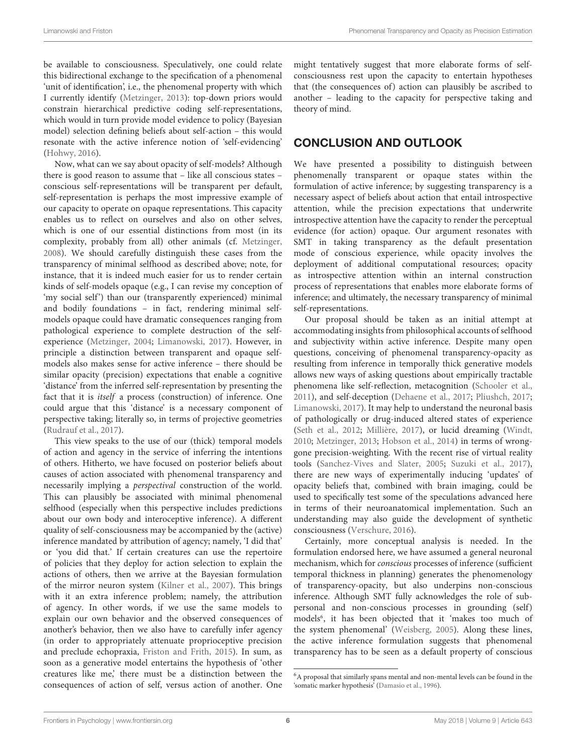be available to consciousness. Speculatively, one could relate this bidirectional exchange to the specification of a phenomenal 'unit of identification', i.e., the phenomenal property with which I currently identify (Metzinger, 2013): top-down priors would constrain hierarchical predictive coding self-representations, which would in turn provide model evidence to policy (Bayesian model) selection defining beliefs about self-action – this would resonate with the active inference notion of 'self-evidencing' (Hohwy, 2016).

Now, what can we say about opacity of self-models? Although there is good reason to assume that – like all conscious states – conscious self-representations will be transparent per default, self-representation is perhaps the most impressive example of our capacity to operate on opaque representations. This capacity enables us to reflect on ourselves and also on other selves, which is one of our essential distinctions from most (in its complexity, probably from all) other animals (cf. Metzinger, 2008). We should carefully distinguish these cases from the transparency of minimal selfhood as described above; note, for instance, that it is indeed much easier for us to render certain kinds of self-models opaque (e.g., I can revise my conception of 'my social self') than our (transparently experienced) minimal and bodily foundations – in fact, rendering minimal self-models opaque could have dramatic consequences ranging from pathological experience to complete destruction of the self-experience (Metzinger, 2004; Limanowski, 2017). However, in principle a distinction between transparent and opaque self-models also makes sense for active inference – there should be similar opacity (precision) expectations that enable a cognitive 'distance' from the inferred self-representation by presenting the fact that it is *itself* a process (construction) of inference. One could argue that this 'distance' is a necessary component of perspective taking; literally so, in terms of projective geometries (Rudrauf et al., 2017).

This view speaks to the use of our (thick) temporal models of action and agency in the service of inferring the intentions of others. Hitherto, we have focused on posterior beliefs about causes of action associated with phenomenal transparency and necessarily implying a *perspectival* construction of the world. This can plausibly be associated with minimal phenomenal selfhood (especially when this perspective includes predictions about our own body and interoceptive inference). A different quality of self-consciousness may be accompanied by the (active) inference mandated by attribution of agency; namely, 'I did that' or 'you did that.' If certain creatures can use the repertoire of policies that they deploy for action selection to explain the actions of others, then we arrive at the Bayesian formulation of the mirror neuron system (Kilner et al., 2007). This brings with it an extra inference problem; namely, the attribution of agency. In other words, if we use the same models to explain our own behavior and the observed consequences of another's behavior, then we also have to carefully infer agency (in order to appropriately attenuate proprioceptive precision and preclude echopraxia, Friston and Frith, 2015). In sum, as soon as a generative model entertains the hypothesis of 'other creatures like me,' there must be a distinction between the consequences of action of self, versus action of another. One might tentatively suggest that more elaborate forms of self-consciousness rest upon the capacity to entertain hypotheses that (the consequences of) action can plausibly be ascribed to another – leading to the capacity for perspective taking and theory of mind.

## CONCLUSION AND OUTLOOK

We have presented a possibility to distinguish between phenomenally transparent or opaque states within the formulation of active inference; by suggesting transparency is a necessary aspect of beliefs about action that entail introspective attention, while the precision expectations that underwrite introspective attention have the capacity to render the perceptual evidence (for action) opaque. Our argument resonates with SMT in taking transparency as the default presentation mode of conscious experience, while opacity involves the deployment of additional computational resources; opacity as introspective attention within an internal construction process of representations that enables more elaborate forms of inference; and ultimately, the necessary transparency of minimal self-representations.

Our proposal should be taken as an initial attempt at accommodating insights from philosophical accounts of selfhood and subjectivity within active inference. Despite many open questions, conceiving of phenomenal transparency-opacity as resulting from inference in temporally thick generative models allows new ways of asking questions about empirically tractable phenomena like self-reflection, metacognition (Schooler et al., 2011), and self-deception (Dehaene et al., 2017; Pliushch, 2017; Limanowski, 2017). It may help to understand the neuronal basis of pathologically or drug-induced altered states of experience (Seth et al., 2012; Millière, 2017), or lucid dreaming (Windt, 2010; Metzinger, 2013; Hobson et al., 2014) in terms of wrong-gone precision-weighting. With the recent rise of virtual reality tools (Sanchez-Vives and Slater, 2005; Suzuki et al., 2017), there are new ways of experimentally inducing 'updates' of opacity beliefs that, combined with brain imaging, could be used to specifically test some of the speculations advanced here in terms of their neuroanatomical implementation. Such an understanding may also guide the development of synthetic consciousness (Verschure, 2016).

Certainly, more conceptual analysis is needed. In the formulation endorsed here, we have assumed a general neuronal mechanism, which for *conscious* processes of inference (sufficient temporal thickness in planning) generates the phenomenology of transparency-opacity, but also underpins non-conscious inference. Although SMT fully acknowledges the role of sub-personal and non-conscious processes in grounding (self) models[6], it has been objected that it 'makes too much of the system phenomenal' (Weisberg, 2005). Along these lines, the active inference formulation suggests that phenomenal transparency has to be seen as a default property of conscious

[6]A proposal that similarly spans mental and non-mental levels can be found in the 'somatic marker hypothesis' (Damasio et al., 1996).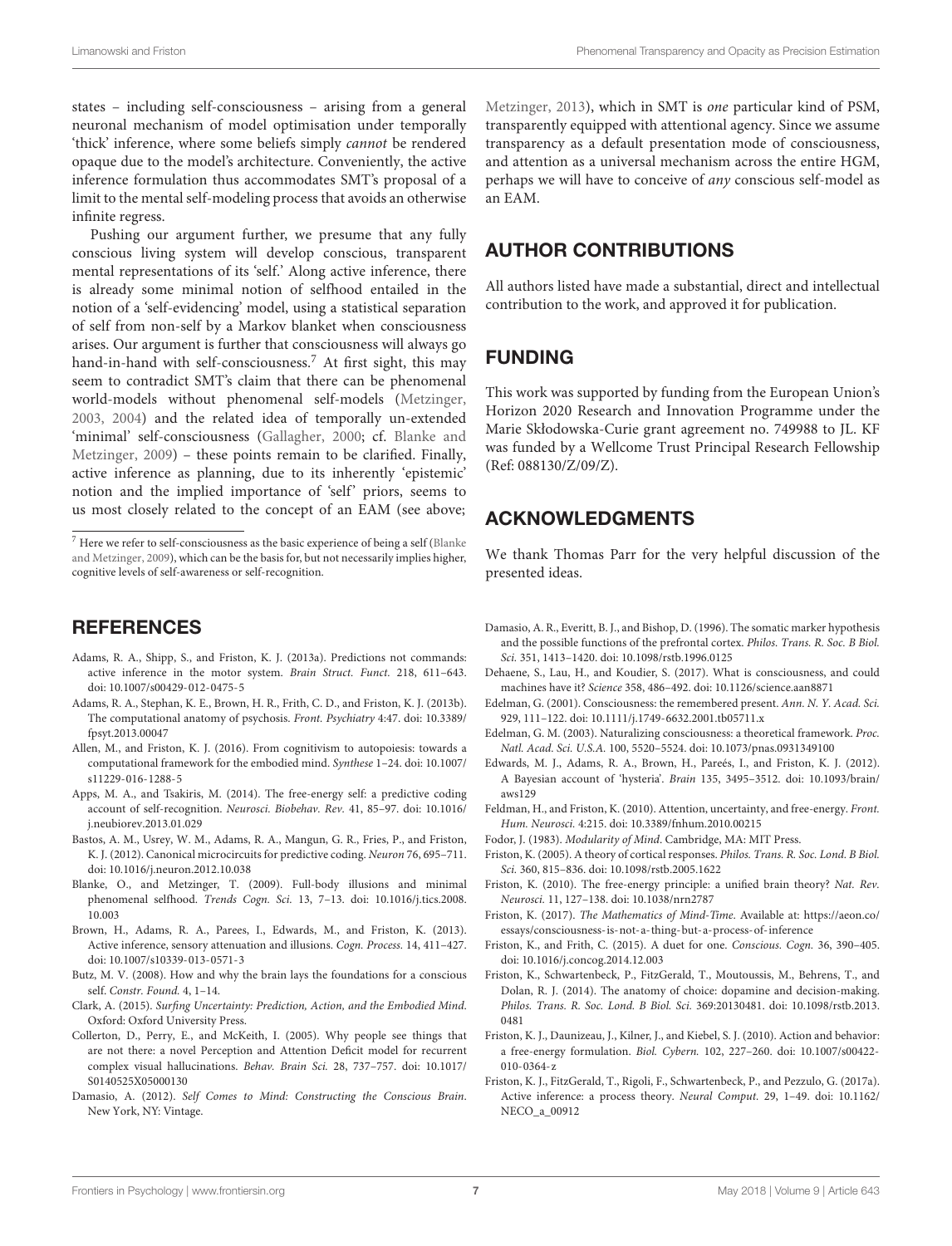states – including self-consciousness – arising from a general neuronal mechanism of model optimisation under temporally 'thick' inference, where some beliefs simply *cannot* be rendered opaque due to the model's architecture. Conveniently, the active inference formulation thus accommodates SMT's proposal of a limit to the mental self-modeling process that avoids an otherwise infinite regress.

Pushing our argument further, we presume that any fully conscious living system will develop conscious, transparent mental representations of its 'self.' Along active inference, there is already some minimal notion of selfhood entailed in the notion of a 'self-evidencing' model, using a statistical separation of self from non-self by a Markov blanket when consciousness arises. Our argument is further that consciousness will always go hand-in-hand with self-consciousness.[7] At first sight, this may seem to contradict SMT's claim that there can be phenomenal world-models without phenomenal self-models (Metzinger, 2003, 2004) and the related idea of temporally un-extended 'minimal' self-consciousness (Gallagher, 2000; cf. Blanke and Metzinger, 2009) – these points remain to be clarified. Finally, active inference as planning, due to its inherently 'epistemic' notion and the implied importance of 'self' priors, seems to us most closely related to the concept of an EAM (see above; Metzinger, 2013), which in SMT is *one* particular kind of PSM, transparently equipped with attentional agency. Since we assume transparency as a default presentation mode of consciousness, and attention as a universal mechanism across the entire HGM, perhaps we will have to conceive of *any* conscious self-model as an EAM.

[7] Here we refer to self-consciousness as the basic experience of being a self (Blanke and Metzinger, 2009), which can be the basis for, but not necessarily implies higher, cognitive levels of self-awareness or self-recognition.

## AUTHOR CONTRIBUTIONS

All authors listed have made a substantial, direct and intellectual contribution to the work, and approved it for publication.

## FUNDING

This work was supported by funding from the European Union's Horizon 2020 Research and Innovation Programme under the Marie Skłodowska-Curie grant agreement no. 749988 to JL. KF was funded by a Wellcome Trust Principal Research Fellowship (Ref: 088130/Z/09/Z).

## ACKNOWLEDGMENTS

We thank Thomas Parr for the very helpful discussion of the presented ideas.

## REFERENCES

Adams, R. A., Shipp, S., and Friston, K. J. (2013a). Predictions not commands: active inference in the motor system. *Brain Struct. Funct.* 218, 611–643. doi: 10.1007/s00429-012-0475-5

Adams, R. A., Stephan, K. E., Brown, H. R., Frith, C. D., and Friston, K. J. (2013b). The computational anatomy of psychosis. *Front. Psychiatry* 4:47. doi: 10.3389/fpsyt.2013.00047

Allen, M., and Friston, K. J. (2016). From cognitivism to autopoiesis: towards a computational framework for the embodied mind. *Synthese* 1–24. doi: 10.1007/s11229-016-1288-5

Apps, M. A., and Tsakiris, M. (2014). The free-energy self: a predictive coding account of self-recognition. *Neurosci. Biobehav. Rev.* 41, 85–97. doi: 10.1016/j.neubiorev.2013.01.029

Bastos, A. M., Usrey, W. M., Adams, R. A., Mangun, G. R., Fries, P., and Friston, K. J. (2012). Canonical microcircuits for predictive coding. *Neuron* 76, 695–711. doi: 10.1016/j.neuron.2012.10.038

Blanke, O., and Metzinger, T. (2009). Full-body illusions and minimal phenomenal selfhood. *Trends Cogn. Sci.* 13, 7–13. doi: 10.1016/j.tics.2008.10.003

Brown, H., Adams, R. A., Parees, I., Edwards, M., and Friston, K. (2013). Active inference, sensory attenuation and illusions. *Cogn. Process.* 14, 411–427. doi: 10.1007/s10339-013-0571-3

Butz, M. V. (2008). How and why the brain lays the foundations for a conscious self. *Constr. Found.* 4, 1–14.

Clark, A. (2015). *Surfing Uncertainty: Prediction, Action, and the Embodied Mind*. Oxford: Oxford University Press.

Collerton, D., Perry, E., and McKeith, I. (2005). Why people see things that are not there: a novel Perception and Attention Deficit model for recurrent complex visual hallucinations. *Behav. Brain Sci.* 28, 737–757. doi: 10.1017/S0140525X05000130

Damasio, A. (2012). *Self Comes to Mind: Constructing the Conscious Brain*. New York, NY: Vintage.

Damasio, A. R., Everitt, B. J., and Bishop, D. (1996). The somatic marker hypothesis and the possible functions of the prefrontal cortex. *Philos. Trans. R. Soc. B Biol. Sci.* 351, 1413–1420. doi: 10.1098/rstb.1996.0125

Dehaene, S., Lau, H., and Koudier, S. (2017). What is consciousness, and could machines have it? *Science* 358, 486–492. doi: 10.1126/science.aan8871

Edelman, G. (2001). Consciousness: the remembered present. *Ann. N. Y. Acad. Sci.* 929, 111–122. doi: 10.1111/j.1749-6632.2001.tb05711.x

Edelman, G. M. (2003). Naturalizing consciousness: a theoretical framework. *Proc. Natl. Acad. Sci. U.S.A.* 100, 5520–5524. doi: 10.1073/pnas.0931349100

Edwards, M. J., Adams, R. A., Brown, H., Pareés, I., and Friston, K. J. (2012). A Bayesian account of 'hysteria'. *Brain* 135, 3495–3512. doi: 10.1093/brain/aws129

Feldman, H., and Friston, K. (2010). Attention, uncertainty, and free-energy. *Front. Hum. Neurosci.* 4:215. doi: 10.3389/fnhum.2010.00215

Fodor, J. (1983). *Modularity of Mind*. Cambridge, MA: MIT Press.

Friston, K. (2005). A theory of cortical responses. *Philos. Trans. R. Soc. Lond. B Biol. Sci.* 360, 815–836. doi: 10.1098/rstb.2005.1622

Friston, K. (2010). The free-energy principle: a unified brain theory? *Nat. Rev. Neurosci.* 11, 127–138. doi: 10.1038/nrn2787

Friston, K. (2017). *The Mathematics of Mind-Time*. Available at: https://aeon.co/essays/consciousness-is-not-a-thing-but-a-process-of-inference

Friston, K., and Frith, C. (2015). A duet for one. *Conscious. Cogn.* 36, 390–405. doi: 10.1016/j.concog.2014.12.003

Friston, K., Schwartenbeck, P., FitzGerald, T., Moutoussis, M., Behrens, T., and Dolan, R. J. (2014). The anatomy of choice: dopamine and decision-making. *Philos. Trans. R. Soc. Lond. B Biol. Sci.* 369:20130481. doi: 10.1098/rstb.2013.0481

Friston, K. J., Daunizeau, J., Kilner, J., and Kiebel, S. J. (2010). Action and behavior: a free-energy formulation. *Biol. Cybern.* 102, 227–260. doi: 10.1007/s00422-010-0364-z

Friston, K. J., FitzGerald, T., Rigoli, F., Schwartenbeck, P., and Pezzulo, G. (2017a). Active inference: a process theory. *Neural Comput.* 29, 1–49. doi: 10.1162/NECO_a_00912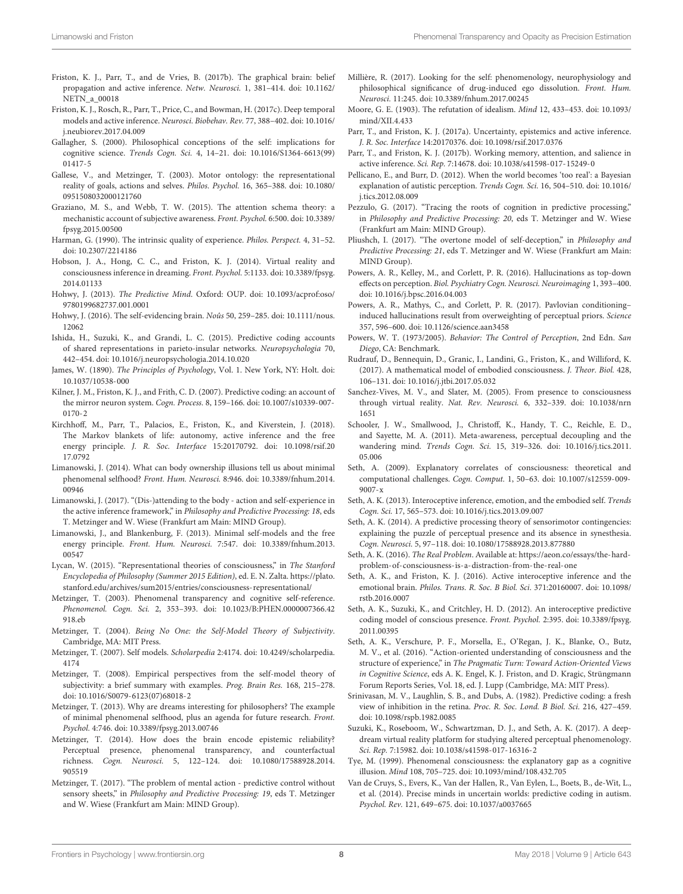Friston, K. J., Parr, T., and de Vries, B. (2017b). The graphical brain: belief propagation and active inference. *Netw. Neurosci.* 1, 381–414. doi: 10.1162/NETN_a_00018

Friston, K. J., Rosch, R., Parr, T., Price, C., and Bowman, H. (2017c). Deep temporal models and active inference. *Neurosci. Biobehav. Rev.* 77, 388–402. doi: 10.1016/j.neubiorev.2017.04.009

Gallagher, S. (2000). Philosophical conceptions of the self: implications for cognitive science. *Trends Cogn. Sci.* 4, 14–21. doi: 10.1016/S1364-6613(99)01417-5

Gallese, V., and Metzinger, T. (2003). Motor ontology: the representational reality of goals, actions and selves. *Philos. Psychol.* 16, 365–388. doi: 10.1080/0951508032000121760

Graziano, M. S., and Webb, T. W. (2015). The attention schema theory: a mechanistic account of subjective awareness. *Front. Psychol.* 6:500. doi: 10.3389/fpsyg.2015.00500

Harman, G. (1990). The intrinsic quality of experience. *Philos. Perspect.* 4, 31–52. doi: 10.2307/2214186

Hobson, J. A., Hong, C. C., and Friston, K. J. (2014). Virtual reality and consciousness inference in dreaming. *Front. Psychol.* 5:1133. doi: 10.3389/fpsyg.2014.01133

Hohwy, J. (2013). *The Predictive Mind*. Oxford: OUP. doi: 10.1093/acprof:oso/9780199682737.001.0001

Hohwy, J. (2016). The self-evidencing brain. *Noûs* 50, 259–285. doi: 10.1111/nous.12062

Ishida, H., Suzuki, K., and Grandi, L. C. (2015). Predictive coding accounts of shared representations in parieto-insular networks. *Neuropsychologia* 70, 442–454. doi: 10.1016/j.neuropsychologia.2014.10.020

James, W. (1890). *The Principles of Psychology*, Vol. 1. New York, NY: Holt. doi: 10.1037/10538-000

Kilner, J. M., Friston, K. J., and Frith, C. D. (2007). Predictive coding: an account of the mirror neuron system. *Cogn. Process.* 8, 159–166. doi: 10.1007/s10339-007-0170-2

Kirchhoff, M., Parr, T., Palacios, E., Friston, K., and Kiverstein, J. (2018). The Markov blankets of life: autonomy, active inference and the free energy principle. *J. R. Soc. Interface* 15:20170792. doi: 10.1098/rsif.2017.0792

Limanowski, J. (2014). What can body ownership illusions tell us about minimal phenomenal selfhood? *Front. Hum. Neurosci.* 8:946. doi: 10.3389/fnhum.2014.00946

Limanowski, J. (2017). "(Dis-)attending to the body - action and self-experience in the active inference framework," in *Philosophy and Predictive Processing: 18*, eds T. Metzinger and W. Wiese (Frankfurt am Main: MIND Group).

Limanowski, J., and Blankenburg, F. (2013). Minimal self-models and the free energy principle. *Front. Hum. Neurosci.* 7:547. doi: 10.3389/fnhum.2013.00547

Lycan, W. (2015). "Representational theories of consciousness," in *The Stanford Encyclopedia of Philosophy (Summer 2015 Edition)*, ed. E. N. Zalta. https://plato.stanford.edu/archives/sum2015/entries/consciousness-representational/

Metzinger, T. (2003). Phenomenal transparency and cognitive self-reference. *Phenomenol. Cogn. Sci.* 2, 353–393. doi: 10.1023/B:PHEN.0000007366.42918.eb

Metzinger, T. (2004). *Being No One: the Self-Model Theory of Subjectivity*. Cambridge, MA: MIT Press.

Metzinger, T. (2007). Self models. *Scholarpedia* 2:4174. doi: 10.4249/scholarpedia.4174

Metzinger, T. (2008). Empirical perspectives from the self-model theory of subjectivity: a brief summary with examples. *Prog. Brain Res.* 168, 215–278. doi: 10.1016/S0079-6123(07)68018-2

Metzinger, T. (2013). Why are dreams interesting for philosophers? The example of minimal phenomenal selfhood, plus an agenda for future research. *Front. Psychol.* 4:746. doi: 10.3389/fpsyg.2013.00746

Metzinger, T. (2014). How does the brain encode epistemic reliability? Perceptual presence, phenomenal transparency, and counterfactual richness. *Cogn. Neurosci.* 5, 122–124. doi: 10.1080/17588928.2014.905519

Metzinger, T. (2017). "The problem of mental action - predictive control without sensory sheets," in *Philosophy and Predictive Processing: 19*, eds T. Metzinger and W. Wiese (Frankfurt am Main: MIND Group).

Millière, R. (2017). Looking for the self: phenomenology, neurophysiology and philosophical significance of drug-induced ego dissolution. *Front. Hum. Neurosci.* 11:245. doi: 10.3389/fnhum.2017.00245

Moore, G. E. (1903). The refutation of idealism. *Mind* 12, 433–453. doi: 10.1093/mind/XII.4.433

Parr, T., and Friston, K. J. (2017a). Uncertainty, epistemics and active inference. *J. R. Soc. Interface* 14:20170376. doi: 10.1098/rsif.2017.0376

Parr, T., and Friston, K. J. (2017b). Working memory, attention, and salience in active inference. *Sci. Rep.* 7:14678. doi: 10.1038/s41598-017-15249-0

Pellicano, E., and Burr, D. (2012). When the world becomes 'too real': a Bayesian explanation of autistic perception. *Trends Cogn. Sci.* 16, 504–510. doi: 10.1016/j.tics.2012.08.009

Pezzulo, G. (2017). "Tracing the roots of cognition in predictive processing," in *Philosophy and Predictive Processing: 20*, eds T. Metzinger and W. Wiese (Frankfurt am Main: MIND Group).

Pliushch, I. (2017). "The overtone model of self-deception," in *Philosophy and Predictive Processing: 21*, eds T. Metzinger and W. Wiese (Frankfurt am Main: MIND Group).

Powers, A. R., Kelley, M., and Corlett, P. R. (2016). Hallucinations as top-down effects on perception. *Biol. Psychiatry Cogn. Neurosci. Neuroimaging* 1, 393–400. doi: 10.1016/j.bpsc.2016.04.003

Powers, A. R., Mathys, C., and Corlett, P. R. (2017). Pavlovian conditioning–induced hallucinations result from overweighting of perceptual priors. *Science* 357, 596–600. doi: 10.1126/science.aan3458

Powers, W. T. (1973/2005). *Behavior: The Control of Perception*, 2nd Edn. *San Diego*, CA: Benchmark.

Rudrauf, D., Bennequin, D., Granic, I., Landini, G., Friston, K., and Williford, K. (2017). A mathematical model of embodied consciousness. *J. Theor. Biol.* 428, 106–131. doi: 10.1016/j.jtbi.2017.05.032

Sanchez-Vives, M. V., and Slater, M. (2005). From presence to consciousness through virtual reality. *Nat. Rev. Neurosci.* 6, 332–339. doi: 10.1038/nrn1651

Schooler, J. W., Smallwood, J., Christoff, K., Handy, T. C., Reichle, E. D., and Sayette, M. A. (2011). Meta-awareness, perceptual decoupling and the wandering mind. *Trends Cogn. Sci.* 15, 319–326. doi: 10.1016/j.tics.2011.05.006

Seth, A. (2009). Explanatory correlates of consciousness: theoretical and computational challenges. *Cogn. Comput.* 1, 50–63. doi: 10.1007/s12559-009-9007-x

Seth, A. K. (2013). Interoceptive inference, emotion, and the embodied self. *Trends Cogn. Sci.* 17, 565–573. doi: 10.1016/j.tics.2013.09.007

Seth, A. K. (2014). A predictive processing theory of sensorimotor contingencies: explaining the puzzle of perceptual presence and its absence in synesthesia. *Cogn. Neurosci.* 5, 97–118. doi: 10.1080/17588928.2013.877880

Seth, A. K. (2016). *The Real Problem*. Available at: https://aeon.co/essays/the-hard-problem-of-consciousness-is-a-distraction-from-the-real-one

Seth, A. K., and Friston, K. J. (2016). Active interoceptive inference and the emotional brain. *Philos. Trans. R. Soc. B Biol. Sci.* 371:20160007. doi: 10.1098/rstb.2016.0007

Seth, A. K., Suzuki, K., and Critchley, H. D. (2012). An interoceptive predictive coding model of conscious presence. *Front. Psychol.* 2:395. doi: 10.3389/fpsyg.2011.00395

Seth, A. K., Verschure, P. F., Morsella, E., O'Regan, J. K., Blanke, O., Butz, M. V., et al. (2016). "Action-oriented understanding of consciousness and the structure of experience," in *The Pragmatic Turn: Toward Action-Oriented Views in Cognitive Science*, eds A. K. Engel, K. J. Friston, and D. Kragic, Strüngmann Forum Reports Series, Vol. 18, ed. J. Lupp (Cambridge, MA: MIT Press).

Srinivasan, M. V., Laughlin, S. B., and Dubs, A. (1982). Predictive coding: a fresh view of inhibition in the retina. *Proc. R. Soc. Lond. B Biol. Sci.* 216, 427–459. doi: 10.1098/rspb.1982.0085

Suzuki, K., Roseboom, W., Schwartzman, D. J., and Seth, A. K. (2017). A deep-dream virtual reality platform for studying altered perceptual phenomenology. *Sci. Rep.* 7:15982. doi: 10.1038/s41598-017-16316-2

Tye, M. (1999). Phenomenal consciousness: the explanatory gap as a cognitive illusion. *Mind* 108, 705–725. doi: 10.1093/mind/108.432.705

Van de Cruys, S., Evers, K., Van der Hallen, R., Van Eylen, L., Boets, B., de-Wit, L., et al. (2014). Precise minds in uncertain worlds: predictive coding in autism. *Psychol. Rev.* 121, 649–675. doi: 10.1037/a0037665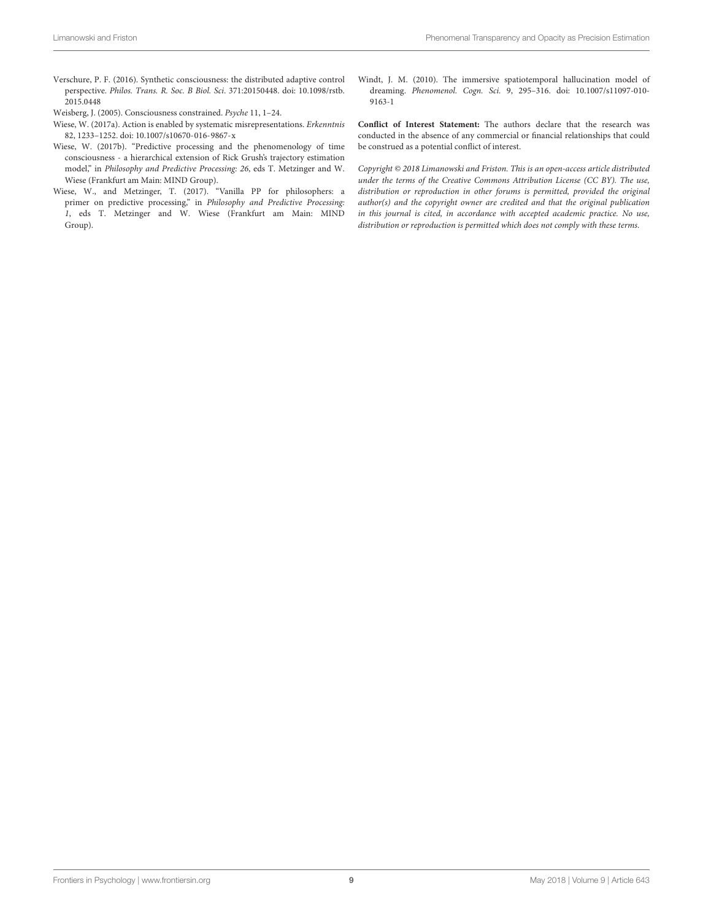Verschure, P. F. (2016). Synthetic consciousness: the distributed adaptive control perspective. *Philos. Trans. R. Soc. B Biol. Sci.* 371:20150448. doi: 10.1098/rstb.2015.0448

Weisberg, J. (2005). Consciousness constrained. *Psyche* 11, 1–24.

Wiese, W. (2017a). Action is enabled by systematic misrepresentations. *Erkenntnis* 82, 1233–1252. doi: 10.1007/s10670-016-9867-x

Wiese, W. (2017b). "Predictive processing and the phenomenology of time consciousness - a hierarchical extension of Rick Grush's trajectory estimation model," in *Philosophy and Predictive Processing: 26*, eds T. Metzinger and W. Wiese (Frankfurt am Main: MIND Group).

Wiese, W., and Metzinger, T. (2017). "Vanilla PP for philosophers: a primer on predictive processing," in *Philosophy and Predictive Processing: 1*, eds T. Metzinger and W. Wiese (Frankfurt am Main: MIND Group).

Windt, J. M. (2010). The immersive spatiotemporal hallucination model of dreaming. *Phenomenol. Cogn. Sci.* 9, 295–316. doi: 10.1007/s11097-010-9163-1

**Conflict of Interest Statement:** The authors declare that the research was conducted in the absence of any commercial or financial relationships that could be construed as a potential conflict of interest.

*Copyright © 2018 Limanowski and Friston. This is an open-access article distributed under the terms of the Creative Commons Attribution License (CC BY). The use, distribution or reproduction in other forums is permitted, provided the original author(s) and the copyright owner are credited and that the original publication in this journal is cited, in accordance with accepted academic practice. No use, distribution or reproduction is permitted which does not comply with these terms.*